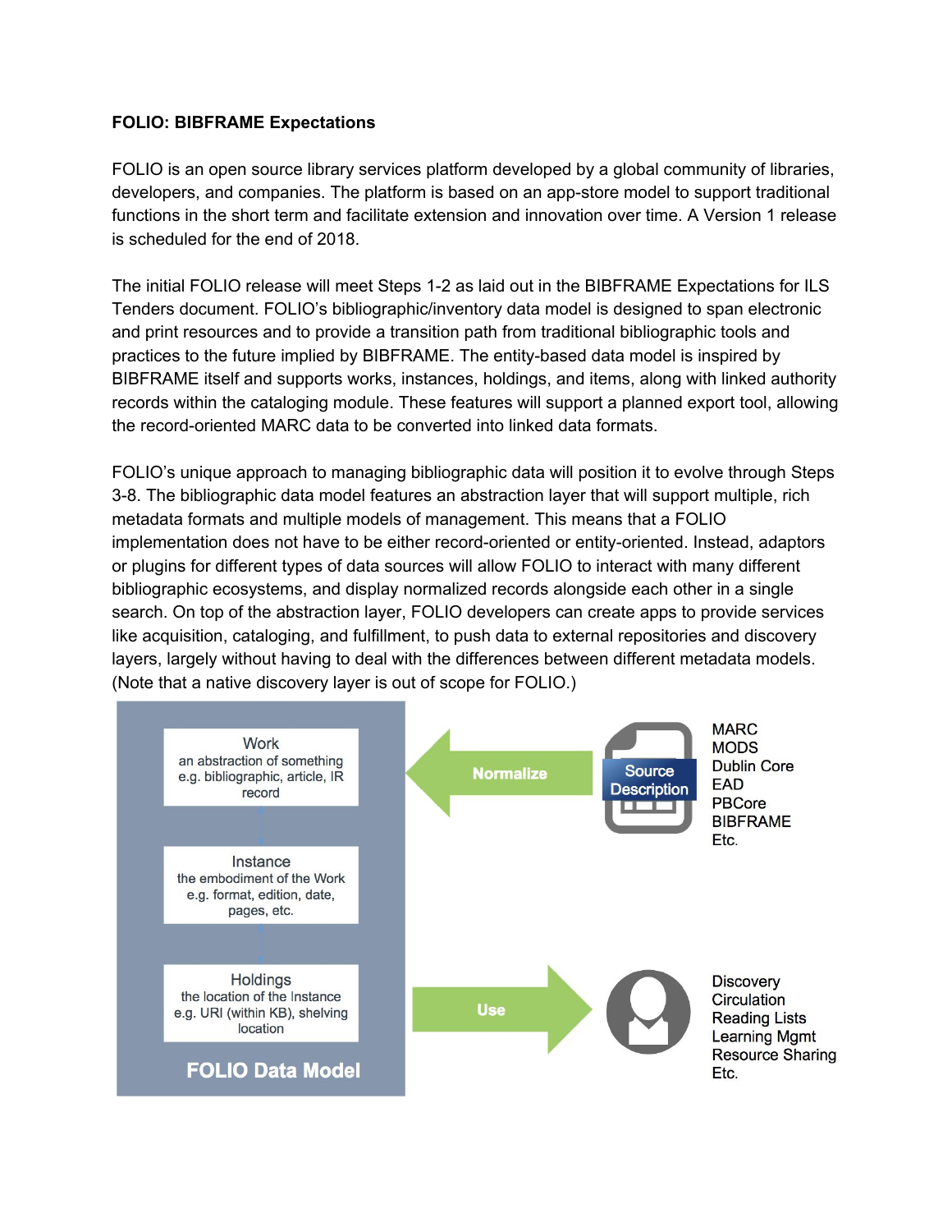**FOLIO: BIBFRAME Expectations**

FOLIO is an open source library services platform developed by a global community of libraries, developers, and companies. The platform is based on an app-store model to support traditional functions in the short term and facilitate extension and innovation over time. A Version 1 release is scheduled for the end of 2018.

The initial FOLIO release will meet Steps 1-2 as laid out in the BIBFRAME Expectations for ILS Tenders document. FOLIO's bibliographic/inventory data model is designed to span electronic and print resources and to provide a transition path from traditional bibliographic tools and practices to the future implied by BIBFRAME. The entity-based data model is inspired by BIBFRAME itself and supports works, instances, holdings, and items, along with linked authority records within the cataloging module. These features will support a planned export tool, allowing the record-oriented MARC data to be converted into linked data formats.

FOLIO's unique approach to managing bibliographic data will position it to evolve through Steps 3-8. The bibliographic data model features an abstraction layer that will support multiple, rich metadata formats and multiple models of management. This means that a FOLIO implementation does not have to be either record-oriented or entity-oriented. Instead, adaptors or plugins for different types of data sources will allow FOLIO to interact with many different bibliographic ecosystems, and display normalized records alongside each other in a single search. On top of the abstraction layer, FOLIO developers can create apps to provide services like acquisition, cataloging, and fulfillment, to push data to external repositories and discovery layers, largely without having to deal with the differences between different metadata models. (Note that a native discovery layer is out of scope for FOLIO.)

**FOLIO Data Model**

- **Work** – an abstraction of something e.g. bibliographic, article, IR record
- **Instance** – the embodiment of the Work e.g. format, edition, date, pages, etc.
- **Holdings** – the location of the Instance e.g. URI (within KB), shelving location

**Normalize** ← Source Description: MARC, MODS, Dublin Core, EAD, PBCore, BIBFRAME, Etc.

**Use** → Discovery, Circulation, Reading Lists, Learning Mgmt, Resource Sharing, Etc.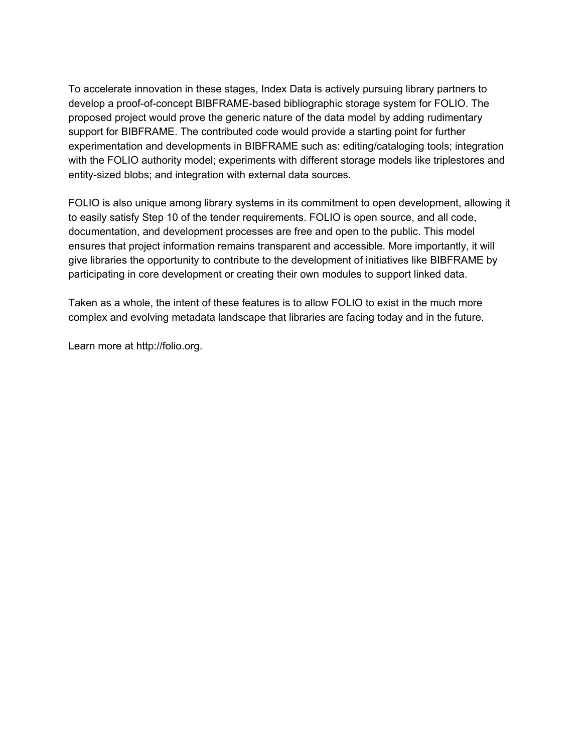To accelerate innovation in these stages, Index Data is actively pursuing library partners to develop a proof-of-concept BIBFRAME-based bibliographic storage system for FOLIO. The proposed project would prove the generic nature of the data model by adding rudimentary support for BIBFRAME. The contributed code would provide a starting point for further experimentation and developments in BIBFRAME such as: editing/cataloging tools; integration with the FOLIO authority model; experiments with different storage models like triplestores and entity-sized blobs; and integration with external data sources.

FOLIO is also unique among library systems in its commitment to open development, allowing it to easily satisfy Step 10 of the tender requirements. FOLIO is open source, and all code, documentation, and development processes are free and open to the public. This model ensures that project information remains transparent and accessible. More importantly, it will give libraries the opportunity to contribute to the development of initiatives like BIBFRAME by participating in core development or creating their own modules to support linked data.

Taken as a whole, the intent of these features is to allow FOLIO to exist in the much more complex and evolving metadata landscape that libraries are facing today and in the future.

Learn more at http://folio.org.